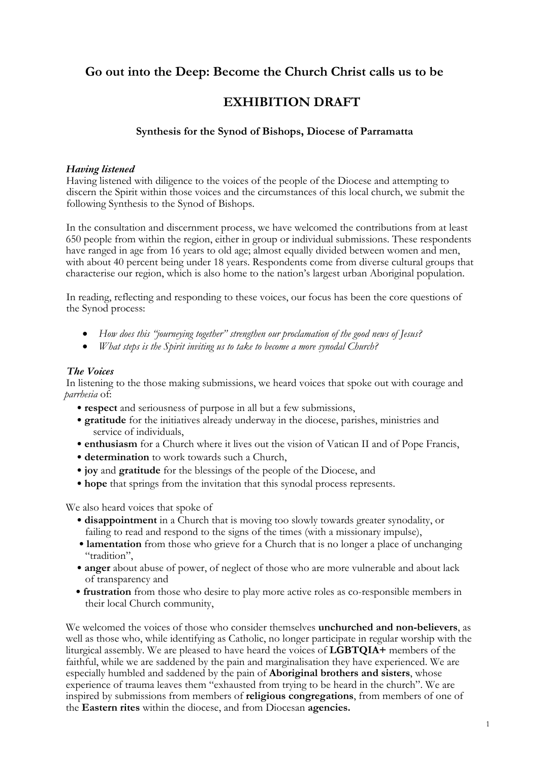## Go out into the Deep: Become the Church Christ calls us to be

# EXHIBITION DRAFT

### Synthesis for the Synod of Bishops, Diocese of Parramatta

***Having listened***

Having listened with diligence to the voices of the people of the Diocese and attempting to discern the Spirit within those voices and the circumstances of this local church, we submit the following Synthesis to the Synod of Bishops.

In the consultation and discernment process, we have welcomed the contributions from at least 650 people from within the region, either in group or individual submissions. These respondents have ranged in age from 16 years to old age; almost equally divided between women and men, with about 40 percent being under 18 years. Respondents come from diverse cultural groups that characterise our region, which is also home to the nation's largest urban Aboriginal population.

In reading, reflecting and responding to these voices, our focus has been the core questions of the Synod process:

- *How does this "journeying together" strengthen our proclamation of the good news of Jesus?*
- *What steps is the Spirit inviting us to take to become a more synodal Church?*

***The Voices***

In listening to the those making submissions, we heard voices that spoke out with courage and *parrhesia* of:

- **respect** and seriousness of purpose in all but a few submissions,
- **gratitude** for the initiatives already underway in the diocese, parishes, ministries and service of individuals,
- **enthusiasm** for a Church where it lives out the vision of Vatican II and of Pope Francis,
- **determination** to work towards such a Church,
- **joy** and **gratitude** for the blessings of the people of the Diocese, and
- **hope** that springs from the invitation that this synodal process represents.

We also heard voices that spoke of

- **disappointment** in a Church that is moving too slowly towards greater synodality, or failing to read and respond to the signs of the times (with a missionary impulse),
- **lamentation** from those who grieve for a Church that is no longer a place of unchanging "tradition",
- **anger** about abuse of power, of neglect of those who are more vulnerable and about lack of transparency and
- **frustration** from those who desire to play more active roles as co-responsible members in their local Church community,

We welcomed the voices of those who consider themselves **unchurched and non-believers**, as well as those who, while identifying as Catholic, no longer participate in regular worship with the liturgical assembly. We are pleased to have heard the voices of **LGBTQIA+** members of the faithful, while we are saddened by the pain and marginalisation they have experienced. We are especially humbled and saddened by the pain of **Aboriginal brothers and sisters**, whose experience of trauma leaves them "exhausted from trying to be heard in the church". We are inspired by submissions from members of **religious congregations**, from members of one of the **Eastern rites** within the diocese, and from Diocesan **agencies.**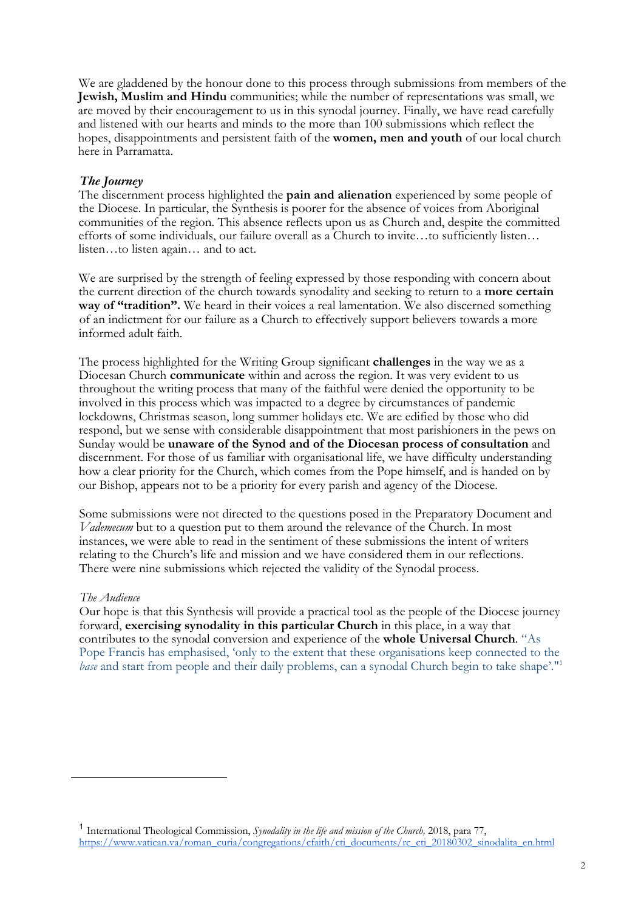We are gladdened by the honour done to this process through submissions from members of the **Jewish, Muslim and Hindu** communities; while the number of representations was small, we are moved by their encouragement to us in this synodal journey. Finally, we have read carefully and listened with our hearts and minds to the more than 100 submissions which reflect the hopes, disappointments and persistent faith of the **women, men and youth** of our local church here in Parramatta.

***The Journey***

The discernment process highlighted the **pain and alienation** experienced by some people of the Diocese. In particular, the Synthesis is poorer for the absence of voices from Aboriginal communities of the region. This absence reflects upon us as Church and, despite the committed efforts of some individuals, our failure overall as a Church to invite…to sufficiently listen… listen…to listen again… and to act.

We are surprised by the strength of feeling expressed by those responding with concern about the current direction of the church towards synodality and seeking to return to a **more certain way of "tradition".** We heard in their voices a real lamentation. We also discerned something of an indictment for our failure as a Church to effectively support believers towards a more informed adult faith.

The process highlighted for the Writing Group significant **challenges** in the way we as a Diocesan Church **communicate** within and across the region. It was very evident to us throughout the writing process that many of the faithful were denied the opportunity to be involved in this process which was impacted to a degree by circumstances of pandemic lockdowns, Christmas season, long summer holidays etc. We are edified by those who did respond, but we sense with considerable disappointment that most parishioners in the pews on Sunday would be **unaware of the Synod and of the Diocesan process of consultation** and discernment. For those of us familiar with organisational life, we have difficulty understanding how a clear priority for the Church, which comes from the Pope himself, and is handed on by our Bishop, appears not to be a priority for every parish and agency of the Diocese.

Some submissions were not directed to the questions posed in the Preparatory Document and *Vademecum* but to a question put to them around the relevance of the Church. In most instances, we were able to read in the sentiment of these submissions the intent of writers relating to the Church's life and mission and we have considered them in our reflections. There were nine submissions which rejected the validity of the Synodal process.

*The Audience*

Our hope is that this Synthesis will provide a practical tool as the people of the Diocese journey forward, **exercising synodality in this particular Church** in this place, in a way that contributes to the synodal conversion and experience of the **whole Universal Church**. "As Pope Francis has emphasised, 'only to the extent that these organisations keep connected to the *base* and start from people and their daily problems, can a synodal Church begin to take shape'."[1]

---

[1] International Theological Commission, *Synodality in the life and mission of the Church,* 2018, para 77, https://www.vatican.va/roman_curia/congregations/cfaith/cti_documents/rc_cti_20180302_sinodalita_en.html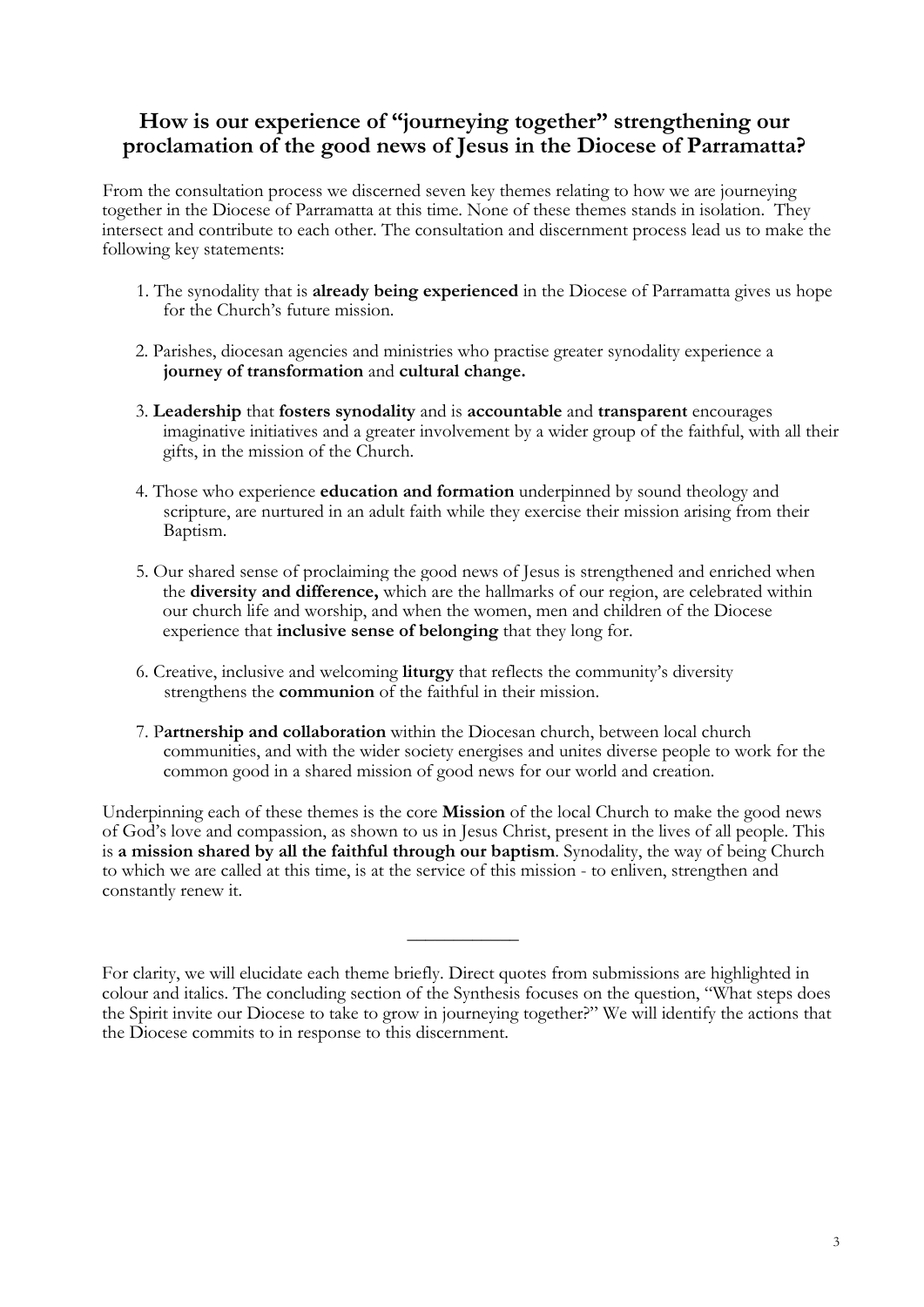## How is our experience of "journeying together" strengthening our proclamation of the good news of Jesus in the Diocese of Parramatta?

From the consultation process we discerned seven key themes relating to how we are journeying together in the Diocese of Parramatta at this time. None of these themes stands in isolation. They intersect and contribute to each other. The consultation and discernment process lead us to make the following key statements:

1. The synodality that is **already being experienced** in the Diocese of Parramatta gives us hope for the Church's future mission.

2. Parishes, diocesan agencies and ministries who practise greater synodality experience a **journey of transformation** and **cultural change.**

3. **Leadership** that **fosters synodality** and is **accountable** and **transparent** encourages imaginative initiatives and a greater involvement by a wider group of the faithful, with all their gifts, in the mission of the Church.

4. Those who experience **education and formation** underpinned by sound theology and scripture, are nurtured in an adult faith while they exercise their mission arising from their Baptism.

5. Our shared sense of proclaiming the good news of Jesus is strengthened and enriched when the **diversity and difference,** which are the hallmarks of our region, are celebrated within our church life and worship, and when the women, men and children of the Diocese experience that **inclusive sense of belonging** that they long for.

6. Creative, inclusive and welcoming **liturgy** that reflects the community's diversity strengthens the **communion** of the faithful in their mission.

7. P**artnership and collaboration** within the Diocesan church, between local church communities, and with the wider society energises and unites diverse people to work for the common good in a shared mission of good news for our world and creation.

Underpinning each of these themes is the core **Mission** of the local Church to make the good news of God's love and compassion, as shown to us in Jesus Christ, present in the lives of all people. This is **a mission shared by all the faithful through our baptism**. Synodality, the way of being Church to which we are called at this time, is at the service of this mission - to enliven, strengthen and constantly renew it.

---

For clarity, we will elucidate each theme briefly. Direct quotes from submissions are highlighted in colour and italics. The concluding section of the Synthesis focuses on the question, "What steps does the Spirit invite our Diocese to take to grow in journeying together?" We will identify the actions that the Diocese commits to in response to this discernment.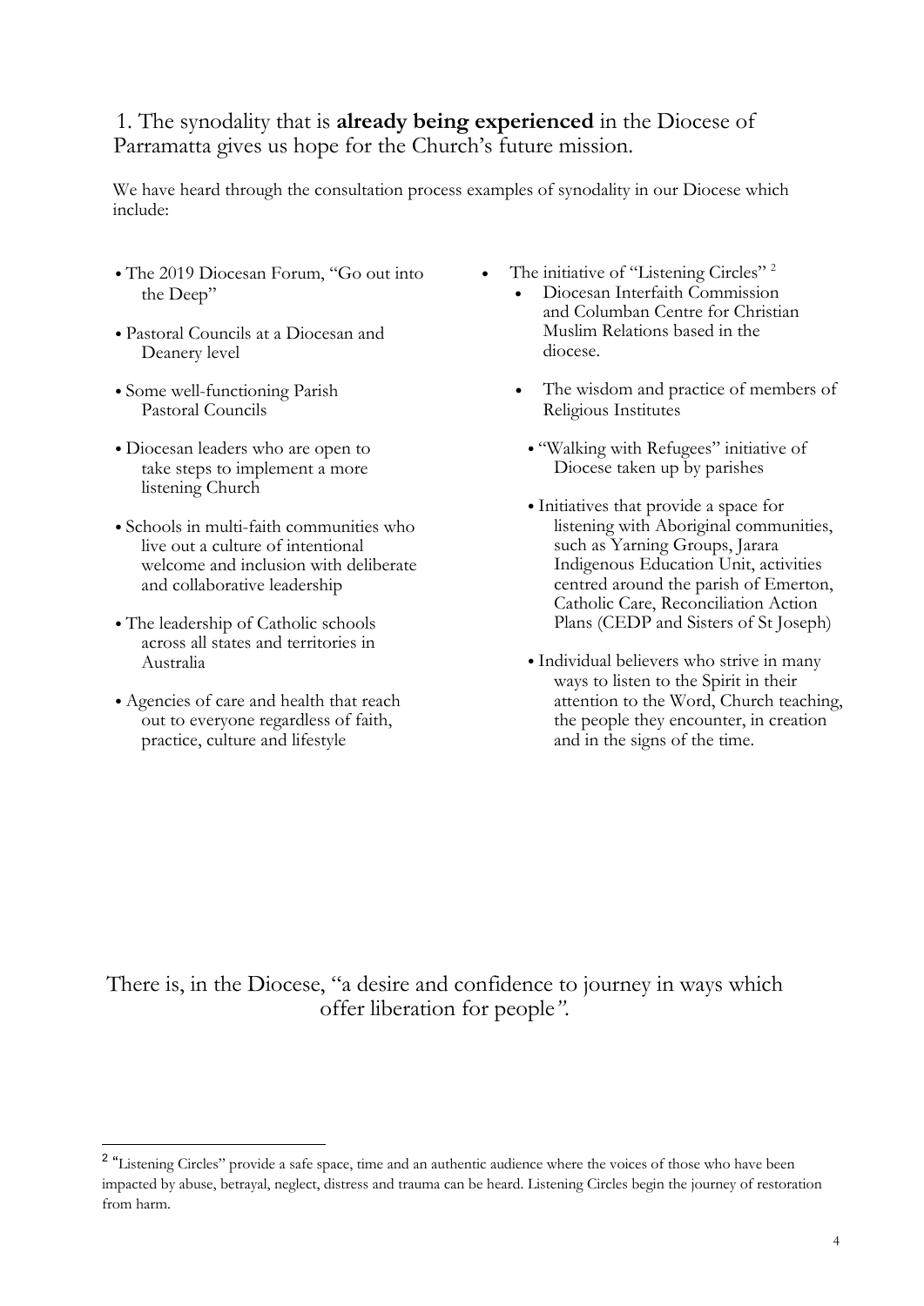## 1. The synodality that is **already being experienced** in the Diocese of Parramatta gives us hope for the Church's future mission.

We have heard through the consultation process examples of synodality in our Diocese which include:

- The 2019 Diocesan Forum, "Go out into the Deep"
- Pastoral Councils at a Diocesan and Deanery level
- Some well-functioning Parish Pastoral Councils
- Diocesan leaders who are open to take steps to implement a more listening Church
- Schools in multi-faith communities who live out a culture of intentional welcome and inclusion with deliberate and collaborative leadership
- The leadership of Catholic schools across all states and territories in Australia
- Agencies of care and health that reach out to everyone regardless of faith, practice, culture and lifestyle
- The initiative of "Listening Circles" [2]
- Diocesan Interfaith Commission and Columban Centre for Christian Muslim Relations based in the diocese.
- The wisdom and practice of members of Religious Institutes
- "Walking with Refugees" initiative of Diocese taken up by parishes
- Initiatives that provide a space for listening with Aboriginal communities, such as Yarning Groups, Jarara Indigenous Education Unit, activities centred around the parish of Emerton, Catholic Care, Reconciliation Action Plans (CEDP and Sisters of St Joseph)
- Individual believers who strive in many ways to listen to the Spirit in their attention to the Word, Church teaching, the people they encounter, in creation and in the signs of the time.

There is, in the Diocese, "a desire and confidence to journey in ways which offer liberation for people".

[2] "Listening Circles" provide a safe space, time and an authentic audience where the voices of those who have been impacted by abuse, betrayal, neglect, distress and trauma can be heard. Listening Circles begin the journey of restoration from harm.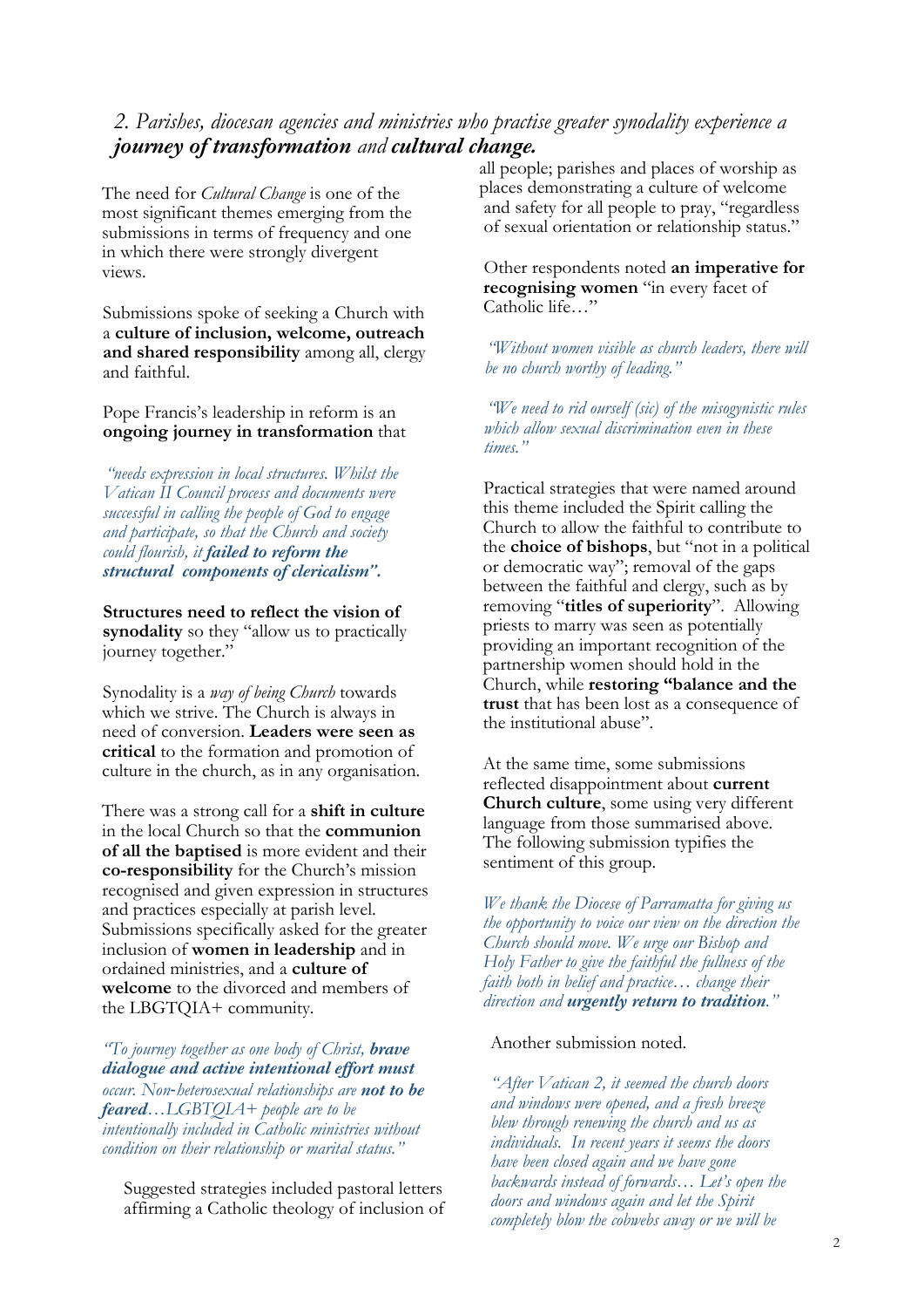## *2. Parishes, diocesan agencies and ministries who practise greater synodality experience a **journey of transformation** and **cultural change.***

The need for *Cultural Change* is one of the most significant themes emerging from the submissions in terms of frequency and one in which there were strongly divergent views.

Submissions spoke of seeking a Church with a **culture of inclusion, welcome, outreach and shared responsibility** among all, clergy and faithful.

Pope Francis's leadership in reform is an **ongoing journey in transformation** that

*"needs expression in local structures. Whilst the Vatican II Council process and documents were successful in calling the people of God to engage and participate, so that the Church and society could flourish, it **failed to reform the structural components of clericalism".***

**Structures need to reflect the vision of synodality** so they "allow us to practically journey together."

Synodality is a *way of being Church* towards which we strive. The Church is always in need of conversion. **Leaders were seen as critical** to the formation and promotion of culture in the church, as in any organisation.

There was a strong call for a **shift in culture** in the local Church so that the **communion of all the baptised** is more evident and their **co-responsibility** for the Church's mission recognised and given expression in structures and practices especially at parish level. Submissions specifically asked for the greater inclusion of **women in leadership** and in ordained ministries, and a **culture of welcome** to the divorced and members of the LBGTQIA+ community.

*"To journey together as one body of Christ, **brave dialogue and active intentional effort must** occur. Non-heterosexual relationships are **not to be feared**…LGBTQIA+ people are to be intentionally included in Catholic ministries without condition on their relationship or marital status."*

Suggested strategies included pastoral letters affirming a Catholic theology of inclusion of all people; parishes and places of worship as places demonstrating a culture of welcome and safety for all people to pray, "regardless of sexual orientation or relationship status."

Other respondents noted **an imperative for recognising women** "in every facet of Catholic life…"

*"Without women visible as church leaders, there will be no church worthy of leading."*

*"We need to rid ourself (sic) of the misogynistic rules which allow sexual discrimination even in these times."*

Practical strategies that were named around this theme included the Spirit calling the Church to allow the faithful to contribute to the **choice of bishops**, but "not in a political or democratic way"; removal of the gaps between the faithful and clergy, such as by removing "**titles of superiority**". Allowing priests to marry was seen as potentially providing an important recognition of the partnership women should hold in the Church, while **restoring "balance and the trust** that has been lost as a consequence of the institutional abuse".

At the same time, some submissions reflected disappointment about **current Church culture**, some using very different language from those summarised above. The following submission typifies the sentiment of this group.

*We thank the Diocese of Parramatta for giving us the opportunity to voice our view on the direction the Church should move. We urge our Bishop and Holy Father to give the faithful the fullness of the faith both in belief and practice… change their direction and **urgently return to tradition**."*

Another submission noted.

*"After Vatican 2, it seemed the church doors and windows were opened, and a fresh breeze blew through renewing the church and us as individuals. In recent years it seems the doors have been closed again and we have gone backwards instead of forwards… Let's open the doors and windows again and let the Spirit completely blow the cobwebs away or we will be*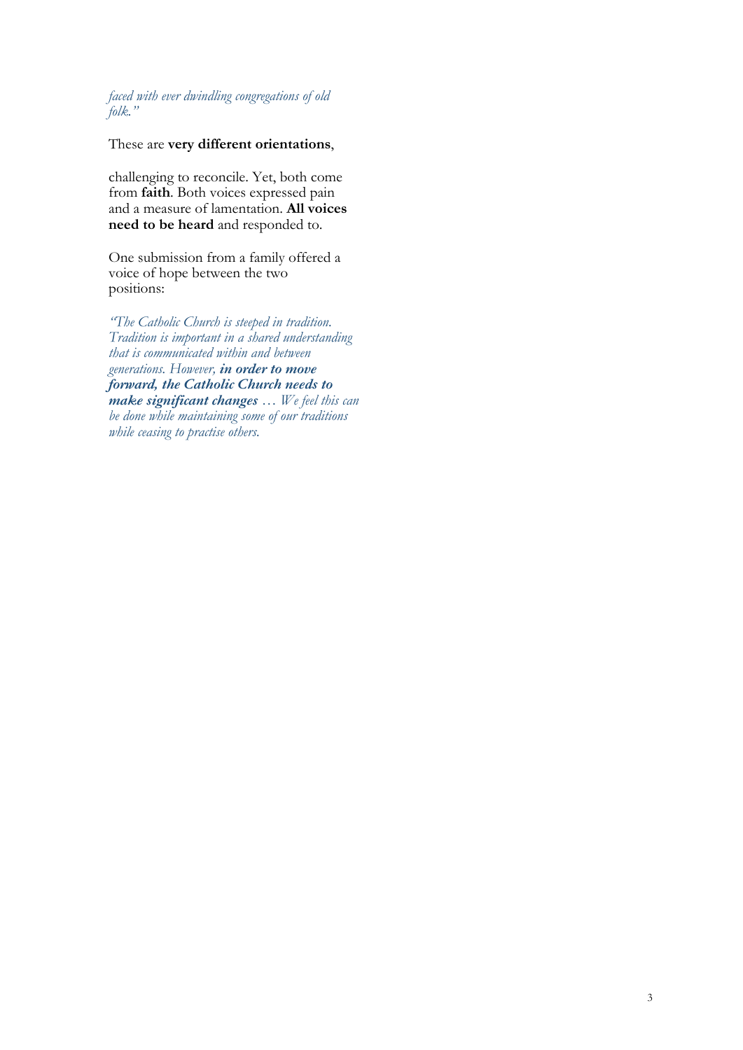*faced with ever dwindling congregations of old folk."*

These are **very different orientations**,

challenging to reconcile. Yet, both come from **faith**. Both voices expressed pain and a measure of lamentation. **All voices need to be heard** and responded to.

One submission from a family offered a voice of hope between the two positions:

*"The Catholic Church is steeped in tradition. Tradition is important in a shared understanding that is communicated within and between generations. However,* ***in order to move forward, the Catholic Church needs to make significant changes*** *… We feel this can be done while maintaining some of our traditions while ceasing to practise others.*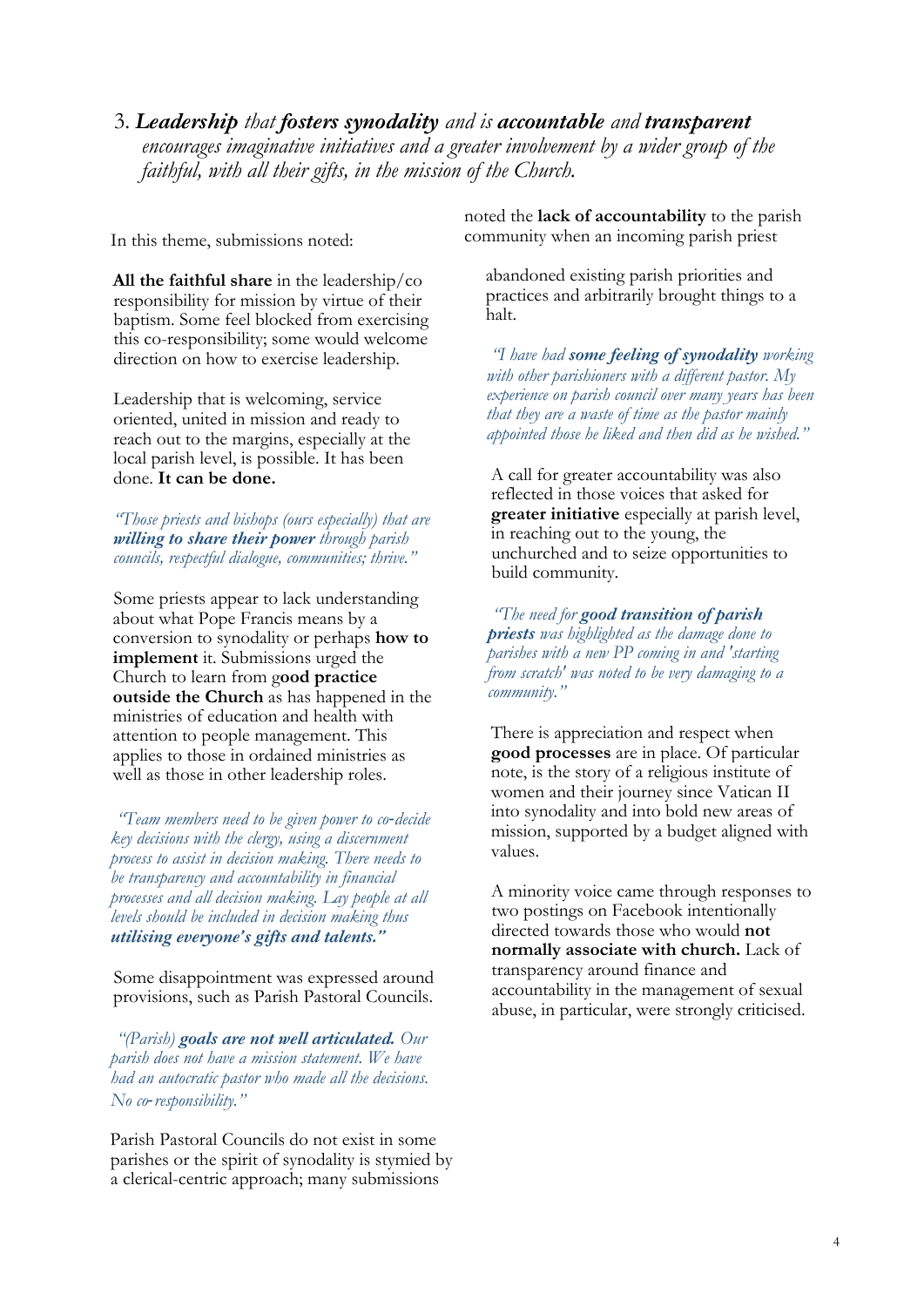### 3. ***Leadership*** *that* ***fosters synodality*** *and is* ***accountable*** *and* ***transparent*** *encourages imaginative initiatives and a greater involvement by a wider group of the faithful, with all their gifts, in the mission of the Church.*

In this theme, submissions noted:

**All the faithful share** in the leadership/co responsibility for mission by virtue of their baptism. Some feel blocked from exercising this co-responsibility; some would welcome direction on how to exercise leadership.

Leadership that is welcoming, service oriented, united in mission and ready to reach out to the margins, especially at the local parish level, is possible. It has been done. **It can be done.**

*"Those priests and bishops (ours especially) that are* ***willing to share their power*** *through parish councils, respectful dialogue, communities; thrive."*

Some priests appear to lack understanding about what Pope Francis means by a conversion to synodality or perhaps **how to implement** it. Submissions urged the Church to learn from g**ood practice outside the Church** as has happened in the ministries of education and health with attention to people management. This applies to those in ordained ministries as well as those in other leadership roles.

*"Team members need to be given power to co-decide key decisions with the clergy, using a discernment process to assist in decision making. There needs to be transparency and accountability in financial processes and all decision making. Lay people at all levels should be included in decision making thus* ***utilising everyone's gifts and talents."***

Some disappointment was expressed around provisions, such as Parish Pastoral Councils.

*"(Parish)* ***goals are not well articulated.*** *Our parish does not have a mission statement. We have had an autocratic pastor who made all the decisions. No co-responsibility."*

Parish Pastoral Councils do not exist in some parishes or the spirit of synodality is stymied by a clerical-centric approach; many submissions noted the **lack of accountability** to the parish community when an incoming parish priest abandoned existing parish priorities and practices and arbitrarily brought things to a halt.

*"I have had* ***some feeling of synodality*** *working with other parishioners with a different pastor. My experience on parish council over many years has been that they are a waste of time as the pastor mainly appointed those he liked and then did as he wished."*

A call for greater accountability was also reflected in those voices that asked for **greater initiative** especially at parish level, in reaching out to the young, the unchurched and to seize opportunities to build community.

*"The need for* ***good transition of parish priests*** *was highlighted as the damage done to parishes with a new PP coming in and 'starting from scratch' was noted to be very damaging to a community."*

There is appreciation and respect when **good processes** are in place. Of particular note, is the story of a religious institute of women and their journey since Vatican II into synodality and into bold new areas of mission, supported by a budget aligned with values.

A minority voice came through responses to two postings on Facebook intentionally directed towards those who would **not normally associate with church.** Lack of transparency around finance and accountability in the management of sexual abuse, in particular, were strongly criticised.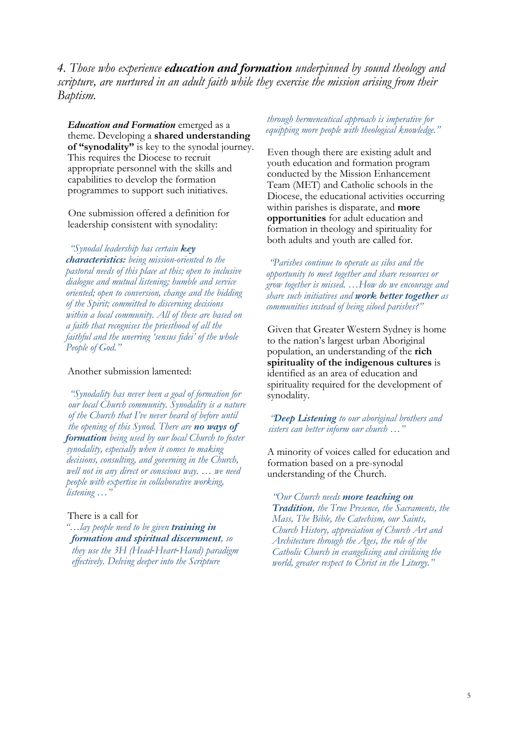*4. Those who experience **education and formation** underpinned by sound theology and scripture, are nurtured in an adult faith while they exercise the mission arising from their Baptism.*

***Education and Formation*** emerged as a theme. Developing a **shared understanding of "synodality"** is key to the synodal journey. This requires the Diocese to recruit appropriate personnel with the skills and capabilities to develop the formation programmes to support such initiatives.

One submission offered a definition for leadership consistent with synodality:

> *"Synodal leadership has certain **key characteristics:** being mission-oriented to the pastoral needs of this place at this; open to inclusive dialogue and mutual listening; humble and service oriented; open to conversion, change and the bidding of the Spirit; committed to discerning decisions within a local community. All of these are based on a faith that recognises the priesthood of all the faithful and the unerring 'sensus fidei' of the whole People of God."*

Another submission lamented:

> *"Synodality has never been a goal of formation for our local Church community. Synodality is a nature of the Church that I've never heard of before until the opening of this Synod. There are **no ways of formation** being used by our local Church to foster synodality, especially when it comes to making decisions, consulting, and governing in the Church, well not in any direct or conscious way. … we need people with expertise in collaborative working, listening …"*

There is a call for

> *"…lay people need to be given **training in formation and spiritual discernment**, so they use the 3H (Head-Heart-Hand) paradigm effectively. Delving deeper into the Scripture through hermeneutical approach is imperative for equipping more people with theological knowledge."*

Even though there are existing adult and youth education and formation program conducted by the Mission Enhancement Team (MET) and Catholic schools in the Diocese, the educational activities occurring within parishes is disparate, and **more opportunities** for adult education and formation in theology and spirituality for both adults and youth are called for.

> *"Parishes continue to operate as silos and the opportunity to meet together and share resources or grow together is missed. …How do we encourage and share such initiatives and **work better together** as communities instead of being siloed parishes?"*

Given that Greater Western Sydney is home to the nation's largest urban Aboriginal population, an understanding of the **rich spirituality of the indigenous cultures** is identified as an area of education and spirituality required for the development of synodality.

> *"**Deep Listening** to our aboriginal brothers and sisters can better inform our church …"*

A minority of voices called for education and formation based on a pre-synodal understanding of the Church.

> *"Our Church needs **more teaching on Tradition**, the True Presence, the Sacraments, the Mass, The Bible, the Catechism, our Saints, Church History, appreciation of Church Art and Architecture through the Ages, the role of the Catholic Church in evangelising and civilising the world, greater respect to Christ in the Liturgy."*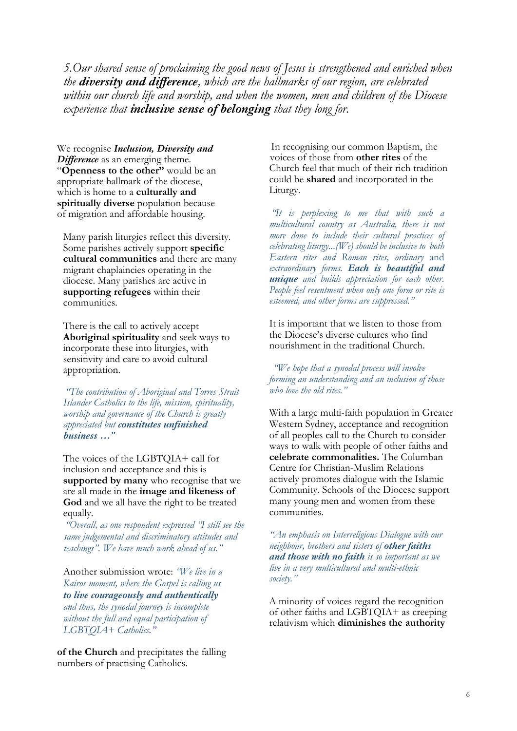*5.Our shared sense of proclaiming the good news of Jesus is strengthened and enriched when the **diversity and difference**, which are the hallmarks of our region, are celebrated within our church life and worship, and when the women, men and children of the Diocese experience that **inclusive sense of belonging** that they long for.*

We recognise ***Inclusion, Diversity and Difference*** as an emerging theme. "**Openness to the other"** would be an appropriate hallmark of the diocese, which is home to a **culturally and spiritually diverse** population because of migration and affordable housing.

Many parish liturgies reflect this diversity. Some parishes actively support **specific cultural communities** and there are many migrant chaplaincies operating in the diocese. Many parishes are active in **supporting refugees** within their communities.

There is the call to actively accept **Aboriginal spirituality** and seek ways to incorporate these into liturgies, with sensitivity and care to avoid cultural appropriation.

*"The contribution of Aboriginal and Torres Strait Islander Catholics to the life, mission, spirituality, worship and governance of the Church is greatly appreciated but **constitutes unfinished business …"***

The voices of the LGBTQIA+ call for inclusion and acceptance and this is **supported by many** who recognise that we are all made in the **image and likeness of God** and we all have the right to be treated equally.

*"Overall, as one respondent expressed "I still see the same judgemental and discriminatory attitudes and teachings". We have much work ahead of us."*

Another submission wrote: *"We live in a Kairos moment, where the Gospel is calling us **to live courageously and authentically** and thus, the synodal journey is incomplete without the full and equal participation of LGBTQIA+ Catholics."*

In recognising our common Baptism, the voices of those from **other rites** of the Church feel that much of their rich tradition could be **shared** and incorporated in the Liturgy.

*"It is perplexing to me that with such a multicultural country as Australia, there is not more done to include their cultural practices of celebrating liturgy...(We) should be inclusive to both Eastern rites and Roman rites, ordinary* and *extraordinary forms. **Each is beautiful and unique** and builds appreciation for each other. People feel resentment when only one form or rite is esteemed, and other forms are suppressed."*

It is important that we listen to those from the Diocese's diverse cultures who find nourishment in the traditional Church.

*"We hope that a synodal process will involve forming an understanding and an inclusion of those who love the old rites."*

With a large multi-faith population in Greater Western Sydney, acceptance and recognition of all peoples call to the Church to consider ways to walk with people of other faiths and **celebrate commonalities.** The Columban Centre for Christian-Muslim Relations actively promotes dialogue with the Islamic Community. Schools of the Diocese support many young men and women from these communities.

*"An emphasis on Interreligious Dialogue with our neighbour, brothers and sisters of **other faiths and those with no faith** is so important as we live in a very multicultural and multi-ethnic society."*

A minority of voices regard the recognition of other faiths and LGBTQIA+ as creeping relativism which **diminishes the authority of the Church** and precipitates the falling numbers of practising Catholics.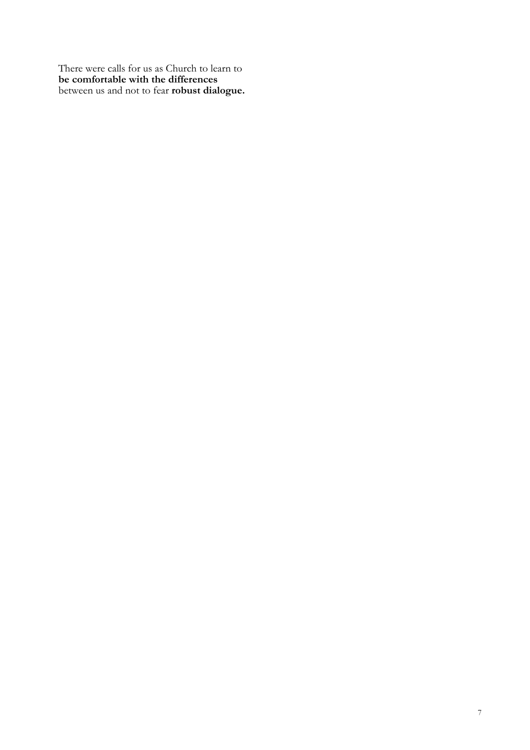There were calls for us as Church to learn to **be comfortable with the differences** between us and not to fear **robust dialogue.**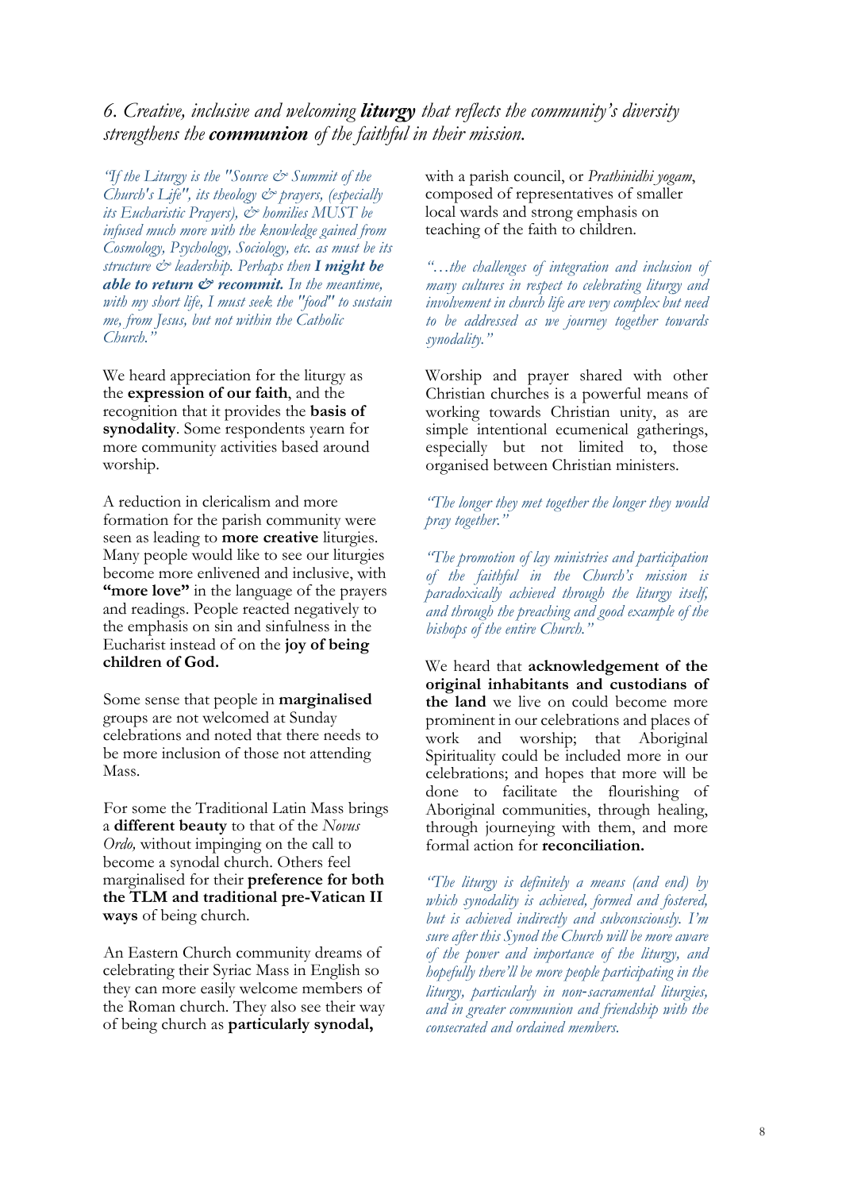## *6. Creative, inclusive and welcoming* ***liturgy*** *that reflects the community's diversity strengthens the* ***communion*** *of the faithful in their mission.*

*"If the Liturgy is the "Source & Summit of the Church's Life", its theology & prayers, (especially its Eucharistic Prayers), & homilies MUST be infused much more with the knowledge gained from Cosmology, Psychology, Sociology, etc. as must be its structure & leadership. Perhaps then* ***I might be able to return & recommit.*** *In the meantime, with my short life, I must seek the "food" to sustain me, from Jesus, but not within the Catholic Church."*

We heard appreciation for the liturgy as the **expression of our faith**, and the recognition that it provides the **basis of synodality**. Some respondents yearn for more community activities based around worship.

A reduction in clericalism and more formation for the parish community were seen as leading to **more creative** liturgies. Many people would like to see our liturgies become more enlivened and inclusive, with **"more love"** in the language of the prayers and readings. People reacted negatively to the emphasis on sin and sinfulness in the Eucharist instead of on the **joy of being children of God.**

Some sense that people in **marginalised** groups are not welcomed at Sunday celebrations and noted that there needs to be more inclusion of those not attending Mass.

For some the Traditional Latin Mass brings a **different beauty** to that of the *Novus Ordo,* without impinging on the call to become a synodal church. Others feel marginalised for their **preference for both the TLM and traditional pre-Vatican II ways** of being church.

An Eastern Church community dreams of celebrating their Syriac Mass in English so they can more easily welcome members of the Roman church. They also see their way of being church as **particularly synodal,** with a parish council, or *Prathinidhi yogam*, composed of representatives of smaller local wards and strong emphasis on teaching of the faith to children.

*"…the challenges of integration and inclusion of many cultures in respect to celebrating liturgy and involvement in church life are very complex but need to be addressed as we journey together towards synodality."*

Worship and prayer shared with other Christian churches is a powerful means of working towards Christian unity, as are simple intentional ecumenical gatherings, especially but not limited to, those organised between Christian ministers.

*"The longer they met together the longer they would pray together."*

*"The promotion of lay ministries and participation of the faithful in the Church's mission is paradoxically achieved through the liturgy itself, and through the preaching and good example of the bishops of the entire Church."*

We heard that **acknowledgement of the original inhabitants and custodians of the land** we live on could become more prominent in our celebrations and places of work and worship; that Aboriginal Spirituality could be included more in our celebrations; and hopes that more will be done to facilitate the flourishing of Aboriginal communities, through healing, through journeying with them, and more formal action for **reconciliation.**

*"The liturgy is definitely a means (and end) by which synodality is achieved, formed and fostered, but is achieved indirectly and subconsciously. I'm sure after this Synod the Church will be more aware of the power and importance of the liturgy, and hopefully there'll be more people participating in the liturgy, particularly in non-sacramental liturgies, and in greater communion and friendship with the consecrated and ordained members.*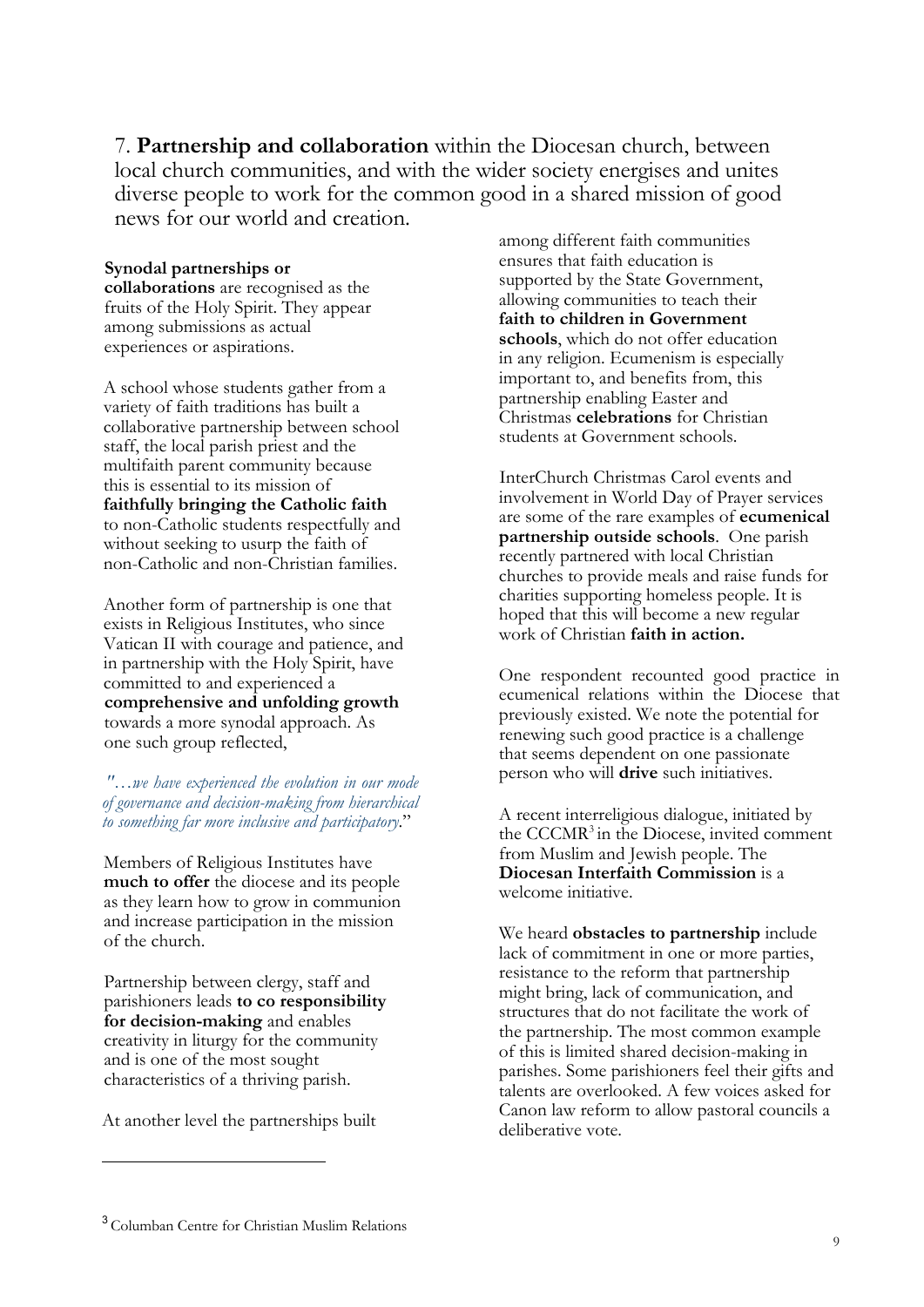7. **Partnership and collaboration** within the Diocesan church, between local church communities, and with the wider society energises and unites diverse people to work for the common good in a shared mission of good news for our world and creation.

**Synodal partnerships or collaborations** are recognised as the fruits of the Holy Spirit. They appear among submissions as actual experiences or aspirations.

A school whose students gather from a variety of faith traditions has built a collaborative partnership between school staff, the local parish priest and the multifaith parent community because this is essential to its mission of **faithfully bringing the Catholic faith** to non-Catholic students respectfully and without seeking to usurp the faith of non-Catholic and non-Christian families.

Another form of partnership is one that exists in Religious Institutes, who since Vatican II with courage and patience, and in partnership with the Holy Spirit, have committed to and experienced a **comprehensive and unfolding growth** towards a more synodal approach. As one such group reflected,

*"…we have experienced the evolution in our mode of governance and decision-making from hierarchical to something far more inclusive and participatory*."

Members of Religious Institutes have **much to offer** the diocese and its people as they learn how to grow in communion and increase participation in the mission of the church.

Partnership between clergy, staff and parishioners leads **to co responsibility for decision-making** and enables creativity in liturgy for the community and is one of the most sought characteristics of a thriving parish.

At another level the partnerships built among different faith communities ensures that faith education is supported by the State Government, allowing communities to teach their **faith to children in Government schools**, which do not offer education in any religion. Ecumenism is especially important to, and benefits from, this partnership enabling Easter and Christmas **celebrations** for Christian students at Government schools.

InterChurch Christmas Carol events and involvement in World Day of Prayer services are some of the rare examples of **ecumenical partnership outside schools**. One parish recently partnered with local Christian churches to provide meals and raise funds for charities supporting homeless people. It is hoped that this will become a new regular work of Christian **faith in action.**

One respondent recounted good practice in ecumenical relations within the Diocese that previously existed. We note the potential for renewing such good practice is a challenge that seems dependent on one passionate person who will **drive** such initiatives.

A recent interreligious dialogue, initiated by the CCCMR[3] in the Diocese, invited comment from Muslim and Jewish people. The **Diocesan Interfaith Commission** is a welcome initiative.

We heard **obstacles to partnership** include lack of commitment in one or more parties, resistance to the reform that partnership might bring, lack of communication, and structures that do not facilitate the work of the partnership. The most common example of this is limited shared decision-making in parishes. Some parishioners feel their gifts and talents are overlooked. A few voices asked for Canon law reform to allow pastoral councils a deliberative vote.

[3] Columban Centre for Christian Muslim Relations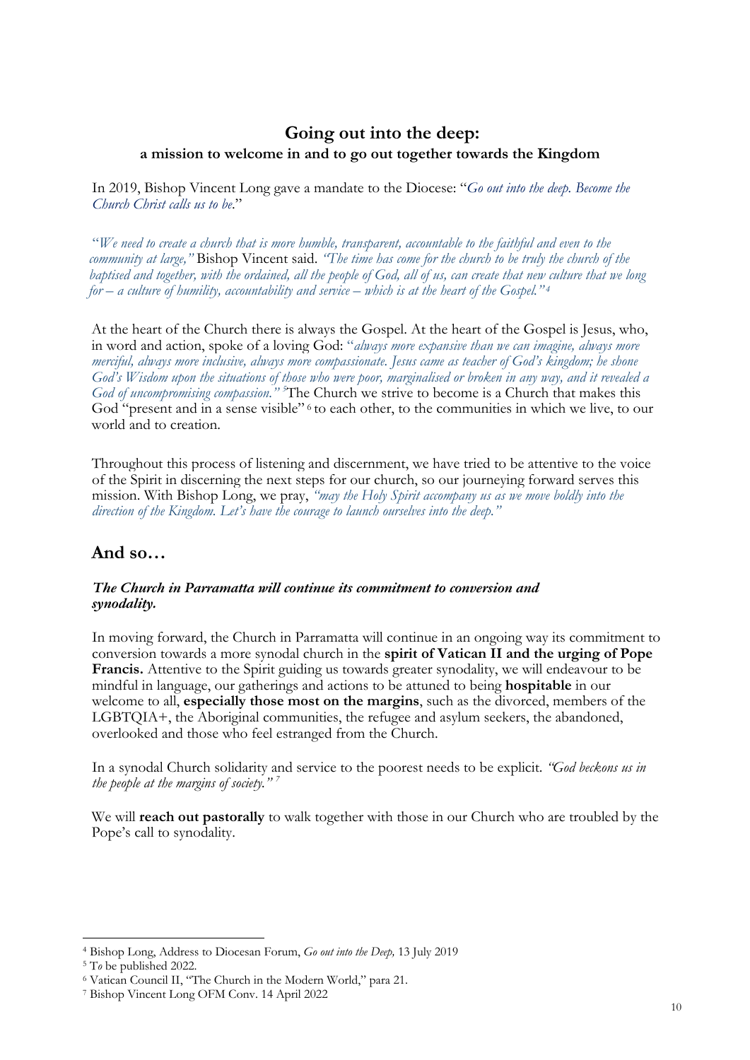## Going out into the deep:

### a mission to welcome in and to go out together towards the Kingdom

In 2019, Bishop Vincent Long gave a mandate to the Diocese: "*Go out into the deep. Become the Church Christ calls us to be*."

"*We need to create a church that is more humble, transparent, accountable to the faithful and even to the community at large,"* Bishop Vincent said. *"The time has come for the church to be truly the church of the baptised and together, with the ordained, all the people of God, all of us, can create that new culture that we long for – a culture of humility, accountability and service – which is at the heart of the Gospel."*[4]

At the heart of the Church there is always the Gospel. At the heart of the Gospel is Jesus, who, in word and action, spoke of a loving God: "*always more expansive than we can imagine, always more merciful, always more inclusive, always more compassionate. Jesus came as teacher of God's kingdom; he shone God's Wisdom upon the situations of those who were poor, marginalised or broken in any way, and it revealed a God of uncompromising compassion."*[5] The Church we strive to become is a Church that makes this God "present and in a sense visible"[6] to each other, to the communities in which we live, to our world and to creation.

Throughout this process of listening and discernment, we have tried to be attentive to the voice of the Spirit in discerning the next steps for our church, so our journeying forward serves this mission. With Bishop Long, we pray, *"may the Holy Spirit accompany us as we move boldly into the direction of the Kingdom. Let's have the courage to launch ourselves into the deep."*

## And so…

***The Church in Parramatta will continue its commitment to conversion and synodality.***

In moving forward, the Church in Parramatta will continue in an ongoing way its commitment to conversion towards a more synodal church in the **spirit of Vatican II and the urging of Pope Francis.** Attentive to the Spirit guiding us towards greater synodality, we will endeavour to be mindful in language, our gatherings and actions to be attuned to being **hospitable** in our welcome to all, **especially those most on the margins**, such as the divorced, members of the LGBTQIA+, the Aboriginal communities, the refugee and asylum seekers, the abandoned, overlooked and those who feel estranged from the Church.

In a synodal Church solidarity and service to the poorest needs to be explicit. *"God beckons us in the people at the margins of society."*[7]

We will **reach out pastorally** to walk together with those in our Church who are troubled by the Pope's call to synodality.

---

[4] Bishop Long, Address to Diocesan Forum, *Go out into the Deep,* 13 July 2019

[5] To be published 2022.

[6] Vatican Council II, "The Church in the Modern World," para 21.

[7] Bishop Vincent Long OFM Conv. 14 April 2022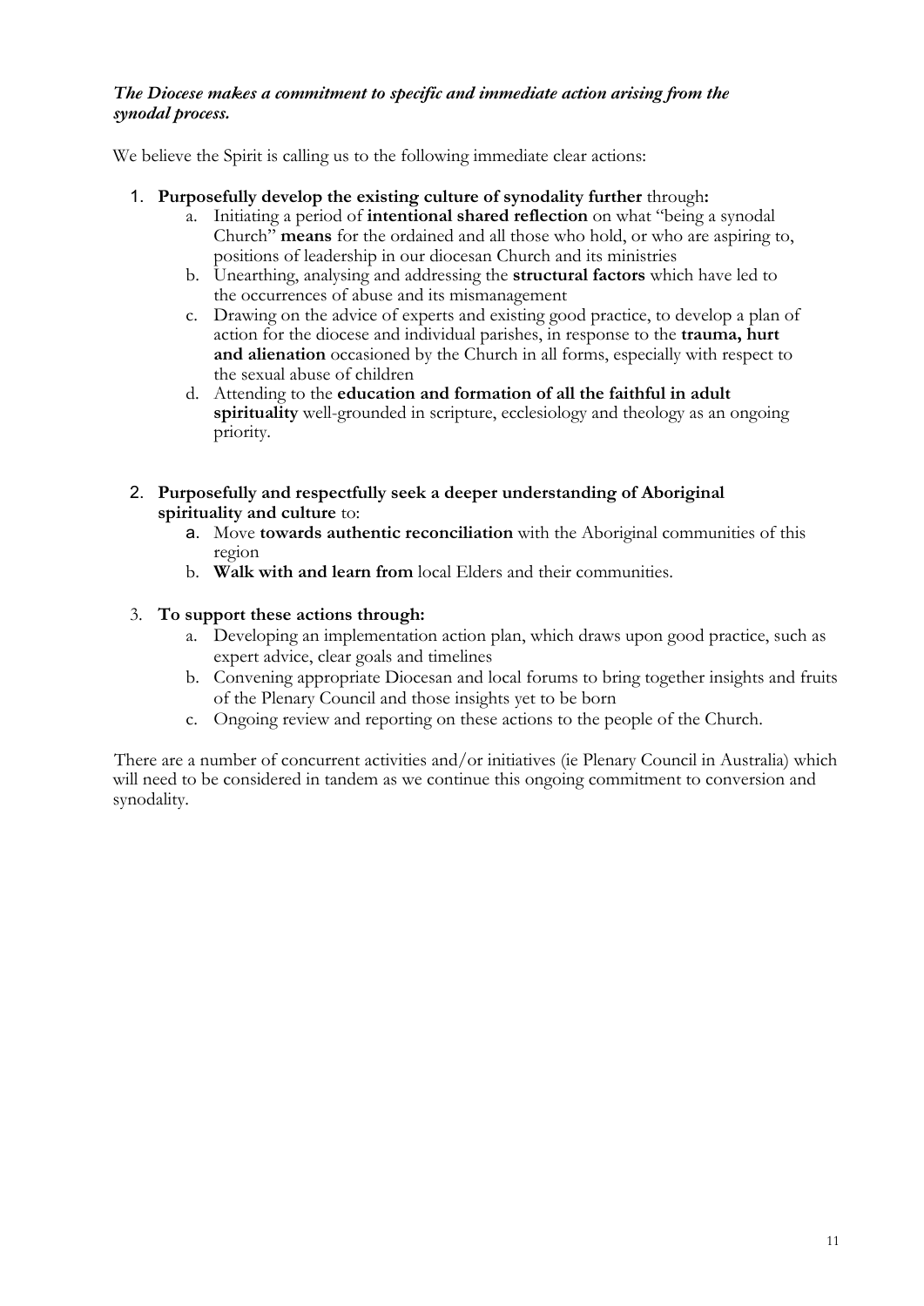***The Diocese makes a commitment to specific and immediate action arising from the synodal process.***

We believe the Spirit is calling us to the following immediate clear actions:

1. **Purposefully develop the existing culture of synodality further** through**:**
   a. Initiating a period of **intentional shared reflection** on what "being a synodal Church" **means** for the ordained and all those who hold, or who are aspiring to, positions of leadership in our diocesan Church and its ministries
   b. Unearthing, analysing and addressing the **structural factors** which have led to the occurrences of abuse and its mismanagement
   c. Drawing on the advice of experts and existing good practice, to develop a plan of action for the diocese and individual parishes, in response to the **trauma, hurt and alienation** occasioned by the Church in all forms, especially with respect to the sexual abuse of children
   d. Attending to the **education and formation of all the faithful in adult spirituality** well-grounded in scripture, ecclesiology and theology as an ongoing priority.

2. **Purposefully and respectfully seek a deeper understanding of Aboriginal spirituality and culture** to:
   a. Move **towards authentic reconciliation** with the Aboriginal communities of this region
   b. **Walk with and learn from** local Elders and their communities.

3. **To support these actions through:**
   a. Developing an implementation action plan, which draws upon good practice, such as expert advice, clear goals and timelines
   b. Convening appropriate Diocesan and local forums to bring together insights and fruits of the Plenary Council and those insights yet to be born
   c. Ongoing review and reporting on these actions to the people of the Church.

There are a number of concurrent activities and/or initiatives (ie Plenary Council in Australia) which will need to be considered in tandem as we continue this ongoing commitment to conversion and synodality.